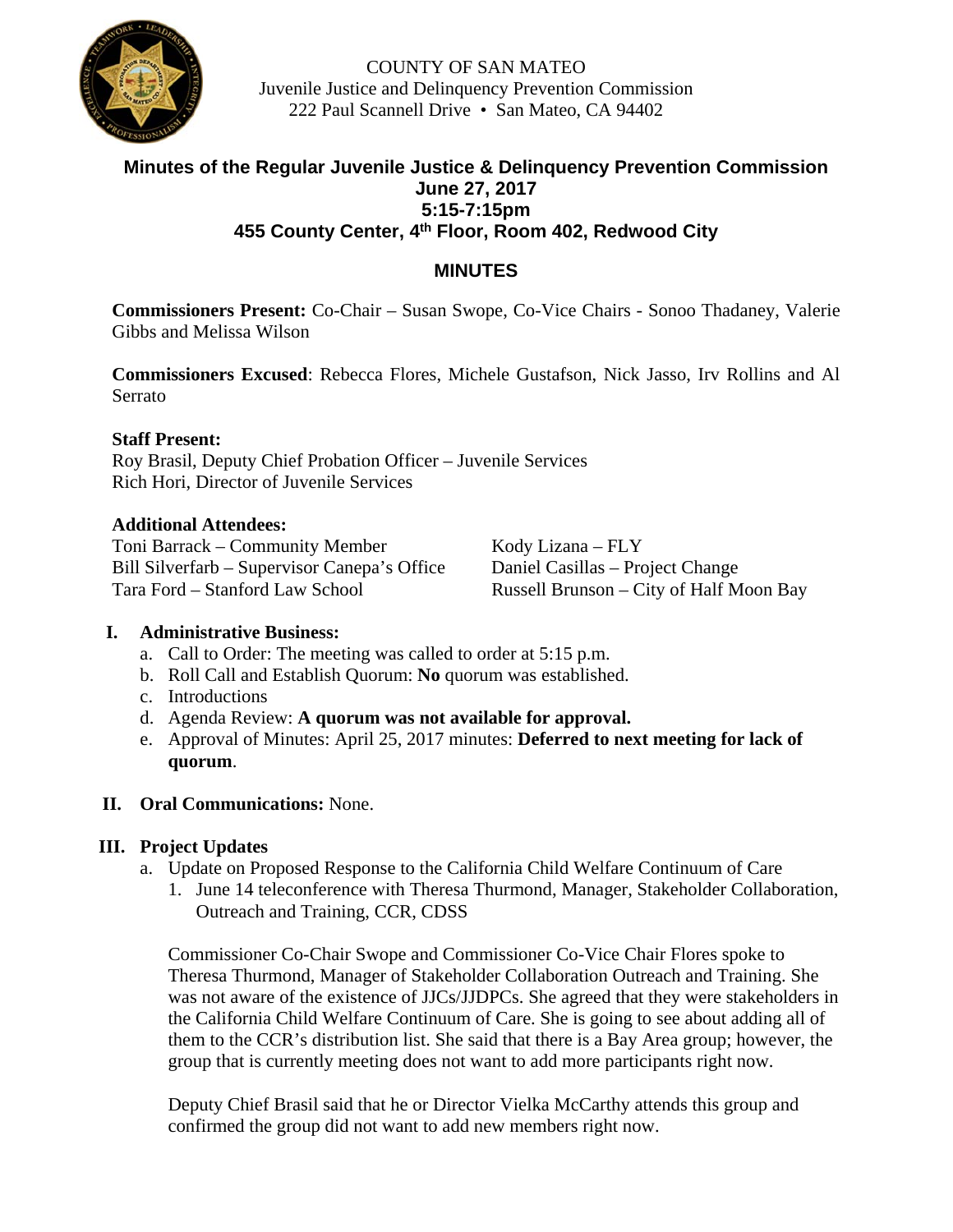COUNTY OF SAN MATEO
Juvenile Justice and Delinquency Prevention Commission
222 Paul Scannell Drive • San Mateo, CA 94402

# Minutes of the Regular Juvenile Justice & Delinquency Prevention Commission
## June 27, 2017
## 5:15-7:15pm
## 455 County Center, 4th Floor, Room 402, Redwood City

## MINUTES

**Commissioners Present:** Co-Chair – Susan Swope, Co-Vice Chairs - Sonoo Thadaney, Valerie Gibbs and Melissa Wilson

**Commissioners Excused**: Rebecca Flores, Michele Gustafson, Nick Jasso, Irv Rollins and Al Serrato

**Staff Present:**
Roy Brasil, Deputy Chief Probation Officer – Juvenile Services
Rich Hori, Director of Juvenile Services

**Additional Attendees:**
Toni Barrack – Community Member
Bill Silverfarb – Supervisor Canepa's Office
Tara Ford – Stanford Law School
Kody Lizana – FLY
Daniel Casillas – Project Change
Russell Brunson – City of Half Moon Bay

**I. Administrative Business:**

a. Call to Order: The meeting was called to order at 5:15 p.m.
b. Roll Call and Establish Quorum: **No** quorum was established.
c. Introductions
d. Agenda Review: **A quorum was not available for approval.**
e. Approval of Minutes: April 25, 2017 minutes: **Deferred to next meeting for lack of quorum**.

**II. Oral Communications:** None.

**III. Project Updates**

a. Update on Proposed Response to the California Child Welfare Continuum of Care
   1. June 14 teleconference with Theresa Thurmond, Manager, Stakeholder Collaboration, Outreach and Training, CCR, CDSS

   Commissioner Co-Chair Swope and Commissioner Co-Vice Chair Flores spoke to Theresa Thurmond, Manager of Stakeholder Collaboration Outreach and Training. She was not aware of the existence of JJCs/JJDPCs. She agreed that they were stakeholders in the California Child Welfare Continuum of Care. She is going to see about adding all of them to the CCR's distribution list. She said that there is a Bay Area group; however, the group that is currently meeting does not want to add more participants right now.

   Deputy Chief Brasil said that he or Director Vielka McCarthy attends this group and confirmed the group did not want to add new members right now.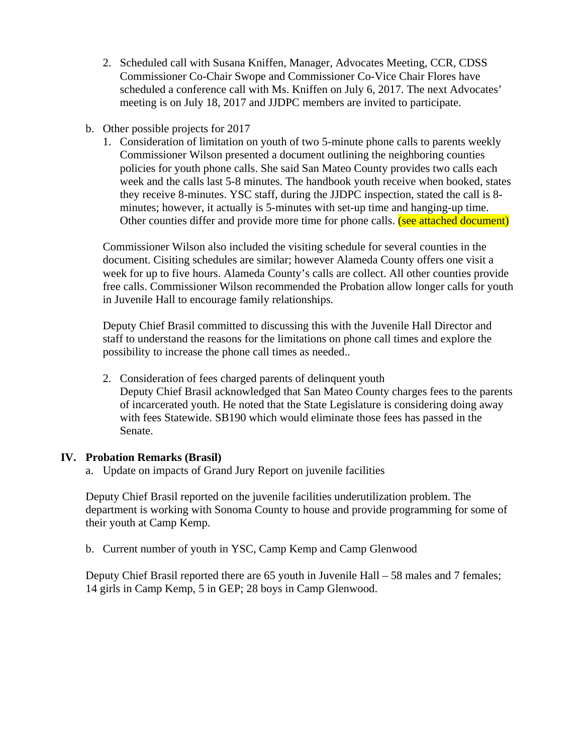2. Scheduled call with Susana Kniffen, Manager, Advocates Meeting, CCR, CDSS
   Commissioner Co-Chair Swope and Commissioner Co-Vice Chair Flores have scheduled a conference call with Ms. Kniffen on July 6, 2017. The next Advocates' meeting is on July 18, 2017 and JJDPC members are invited to participate.

b. Other possible projects for 2017

1. Consideration of limitation on youth of two 5-minute phone calls to parents weekly
   Commissioner Wilson presented a document outlining the neighboring counties policies for youth phone calls. She said San Mateo County provides two calls each week and the calls last 5-8 minutes. The handbook youth receive when booked, states they receive 8-minutes. YSC staff, during the JJDPC inspection, stated the call is 8-minutes; however, it actually is 5-minutes with set-up time and hanging-up time. Other counties differ and provide more time for phone calls. (see attached document)

Commissioner Wilson also included the visiting schedule for several counties in the document. Cisiting schedules are similar; however Alameda County offers one visit a week for up to five hours. Alameda County's calls are collect. All other counties provide free calls. Commissioner Wilson recommended the Probation allow longer calls for youth in Juvenile Hall to encourage family relationships.

Deputy Chief Brasil committed to discussing this with the Juvenile Hall Director and staff to understand the reasons for the limitations on phone call times and explore the possibility to increase the phone call times as needed..

2. Consideration of fees charged parents of delinquent youth
   Deputy Chief Brasil acknowledged that San Mateo County charges fees to the parents of incarcerated youth. He noted that the State Legislature is considering doing away with fees Statewide. SB190 which would eliminate those fees has passed in the Senate.

## IV. Probation Remarks (Brasil)

a. Update on impacts of Grand Jury Report on juvenile facilities

Deputy Chief Brasil reported on the juvenile facilities underutilization problem. The department is working with Sonoma County to house and provide programming for some of their youth at Camp Kemp.

b. Current number of youth in YSC, Camp Kemp and Camp Glenwood

Deputy Chief Brasil reported there are 65 youth in Juvenile Hall – 58 males and 7 females; 14 girls in Camp Kemp, 5 in GEP; 28 boys in Camp Glenwood.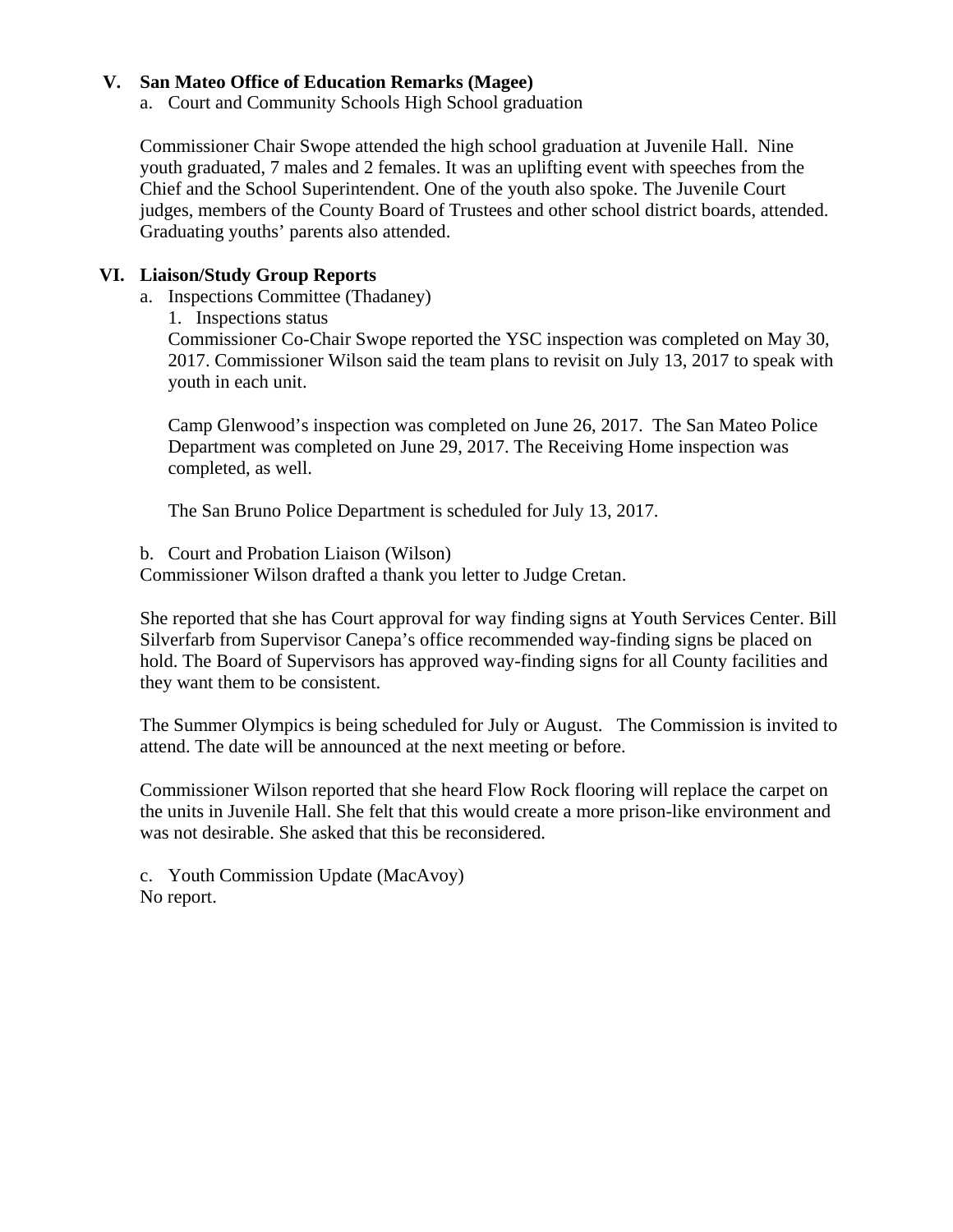## V. San Mateo Office of Education Remarks (Magee)

a. Court and Community Schools High School graduation

Commissioner Chair Swope attended the high school graduation at Juvenile Hall. Nine youth graduated, 7 males and 2 females. It was an uplifting event with speeches from the Chief and the School Superintendent. One of the youth also spoke. The Juvenile Court judges, members of the County Board of Trustees and other school district boards, attended. Graduating youths' parents also attended.

## VI. Liaison/Study Group Reports

a. Inspections Committee (Thadaney)

1. Inspections status

Commissioner Co-Chair Swope reported the YSC inspection was completed on May 30, 2017. Commissioner Wilson said the team plans to revisit on July 13, 2017 to speak with youth in each unit.

Camp Glenwood's inspection was completed on June 26, 2017. The San Mateo Police Department was completed on June 29, 2017. The Receiving Home inspection was completed, as well.

The San Bruno Police Department is scheduled for July 13, 2017.

b. Court and Probation Liaison (Wilson)

Commissioner Wilson drafted a thank you letter to Judge Cretan.

She reported that she has Court approval for way finding signs at Youth Services Center. Bill Silverfarb from Supervisor Canepa's office recommended way-finding signs be placed on hold. The Board of Supervisors has approved way-finding signs for all County facilities and they want them to be consistent.

The Summer Olympics is being scheduled for July or August. The Commission is invited to attend. The date will be announced at the next meeting or before.

Commissioner Wilson reported that she heard Flow Rock flooring will replace the carpet on the units in Juvenile Hall. She felt that this would create a more prison-like environment and was not desirable. She asked that this be reconsidered.

c. Youth Commission Update (MacAvoy)

No report.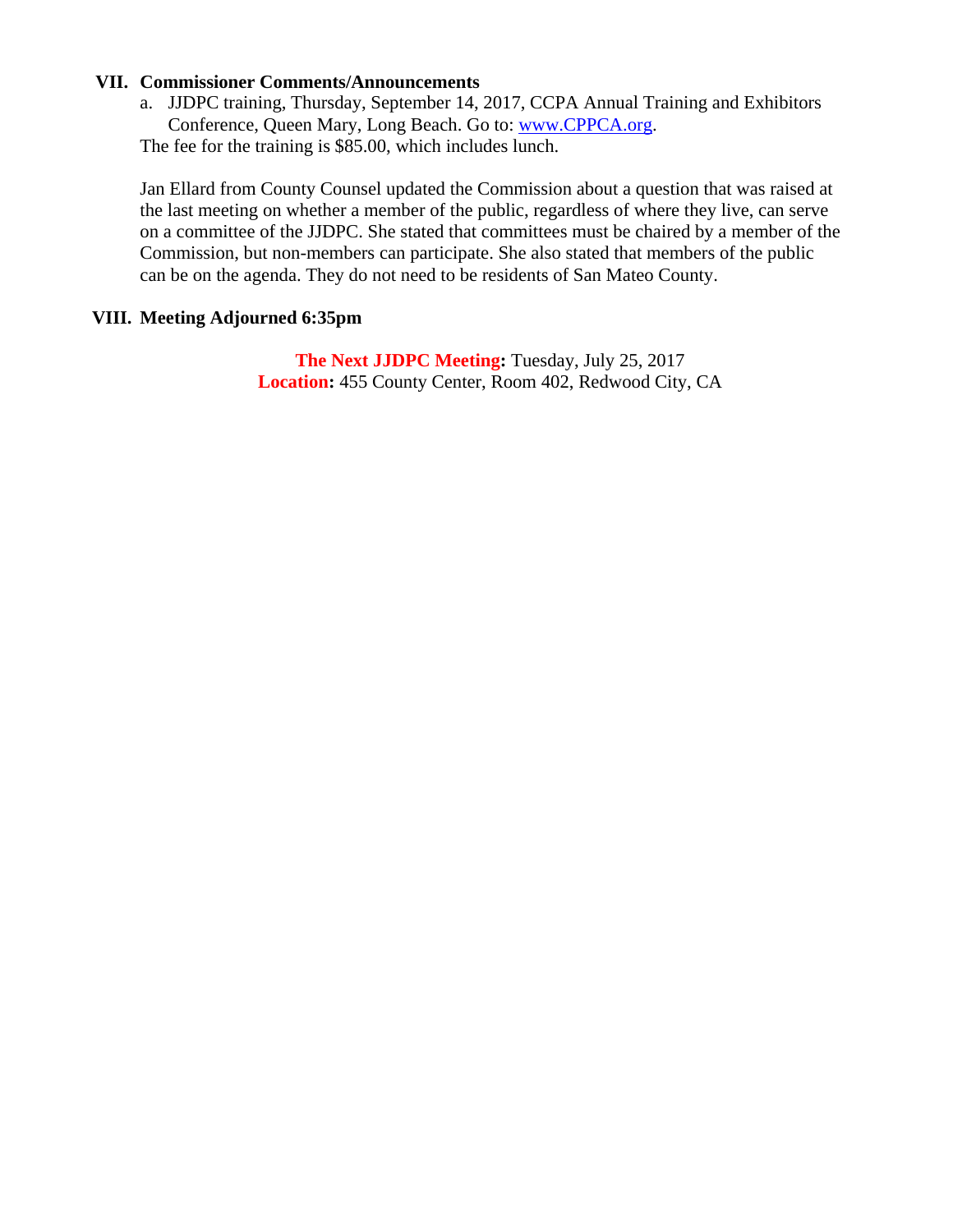## VII. Commissioner Comments/Announcements

a. JJDPC training, Thursday, September 14, 2017, CCPA Annual Training and Exhibitors Conference, Queen Mary, Long Beach. Go to: [www.CPPCA.org](http://www.CPPCA.org).

The fee for the training is $85.00, which includes lunch.

Jan Ellard from County Counsel updated the Commission about a question that was raised at the last meeting on whether a member of the public, regardless of where they live, can serve on a committee of the JJDPC. She stated that committees must be chaired by a member of the Commission, but non-members can participate. She also stated that members of the public can be on the agenda. They do not need to be residents of San Mateo County.

## VIII. Meeting Adjourned 6:35pm

**The Next JJDPC Meeting:** Tuesday, July 25, 2017
**Location:** 455 County Center, Room 402, Redwood City, CA